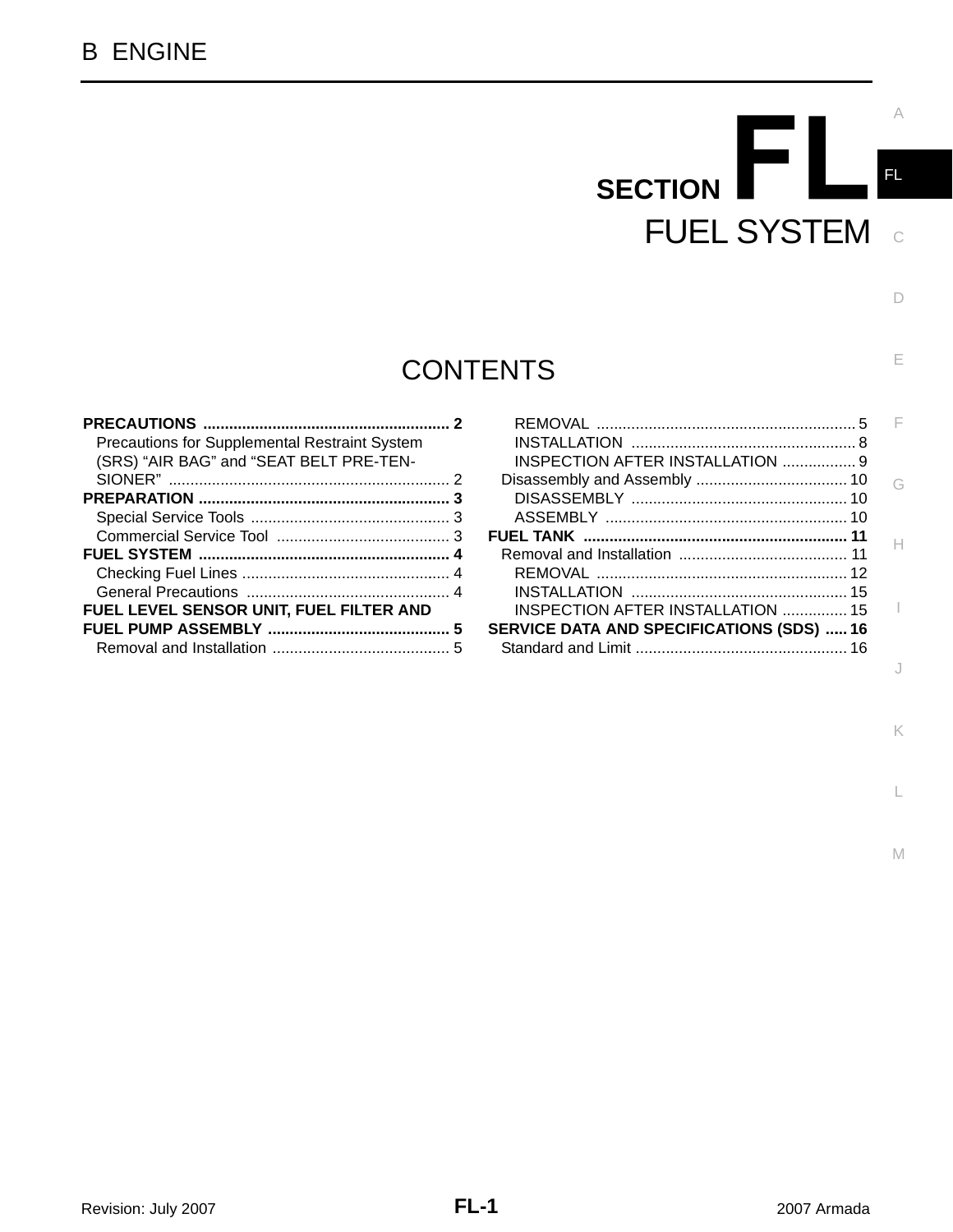B ENGINE

# SECTION FL

# FUEL SYSTEM

## CONTENTS

**PRECAUTIONS** ........................................................ **2**
- Precautions for Supplemental Restraint System (SRS) “AIR BAG” and “SEAT BELT PRE-TENSIONER” ........................................................ 2

**PREPARATION** ........................................................ **3**
- Special Service Tools ........................................................ 3
- Commercial Service Tool ........................................................ 3

**FUEL SYSTEM** ........................................................ **4**
- Checking Fuel Lines ........................................................ 4
- General Precautions ........................................................ 4

**FUEL LEVEL SENSOR UNIT, FUEL FILTER AND FUEL PUMP ASSEMBLY** ........................................................ **5**
- Removal and Installation ........................................................ 5
  - REMOVAL ........................................................ 5
  - INSTALLATION ........................................................ 8
  - INSPECTION AFTER INSTALLATION ........................................................ 9
- Disassembly and Assembly ........................................................ 10
  - DISASSEMBLY ........................................................ 10
  - ASSEMBLY ........................................................ 10

**FUEL TANK** ........................................................ **11**
- Removal and Installation ........................................................ 11
  - REMOVAL ........................................................ 12
  - INSTALLATION ........................................................ 15
  - INSPECTION AFTER INSTALLATION ........................................................ 15

**SERVICE DATA AND SPECIFICATIONS (SDS)** ........................................................ **16**
- Standard and Limit ........................................................ 16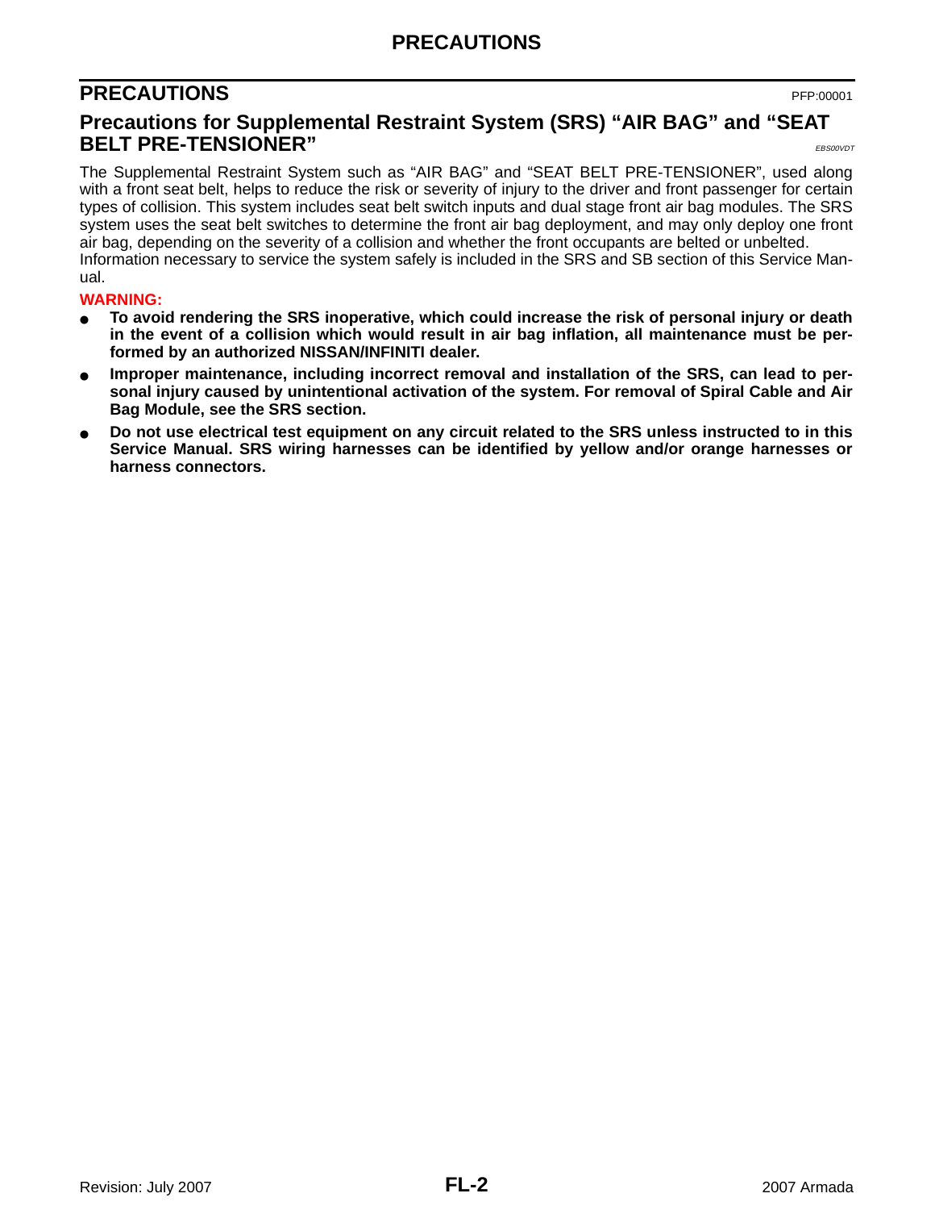# PRECAUTIONS

PFP:00001

## Precautions for Supplemental Restraint System (SRS) "AIR BAG" and "SEAT BELT PRE-TENSIONER"

*EBS00VDT*

The Supplemental Restraint System such as "AIR BAG" and "SEAT BELT PRE-TENSIONER", used along with a front seat belt, helps to reduce the risk or severity of injury to the driver and front passenger for certain types of collision. This system includes seat belt switch inputs and dual stage front air bag modules. The SRS system uses the seat belt switches to determine the front air bag deployment, and may only deploy one front air bag, depending on the severity of a collision and whether the front occupants are belted or unbelted.
Information necessary to service the system safely is included in the SRS and SB section of this Service Manual.

**WARNING:**

- **To avoid rendering the SRS inoperative, which could increase the risk of personal injury or death in the event of a collision which would result in air bag inflation, all maintenance must be performed by an authorized NISSAN/INFINITI dealer.**
- **Improper maintenance, including incorrect removal and installation of the SRS, can lead to personal injury caused by unintentional activation of the system. For removal of Spiral Cable and Air Bag Module, see the SRS section.**
- **Do not use electrical test equipment on any circuit related to the SRS unless instructed to in this Service Manual. SRS wiring harnesses can be identified by yellow and/or orange harnesses or harness connectors.**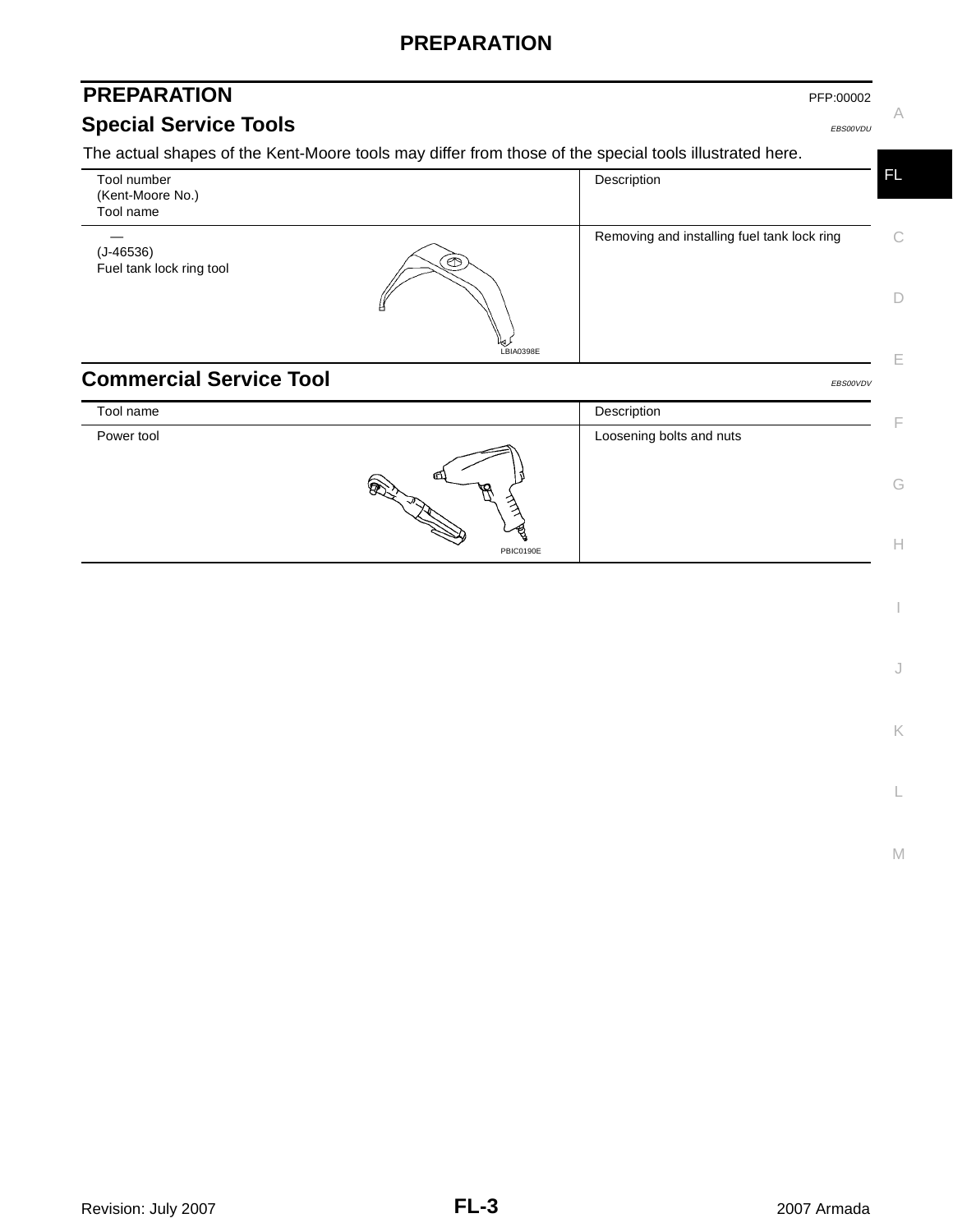# PREPARATION

PFP:00002

## Special Service Tools

*EBS00VDU*

The actual shapes of the Kent-Moore tools may differ from those of the special tools illustrated here.

| Tool number (Kent-Moore No.) Tool name | Description |
|---|---|
| — (J-46536) Fuel tank lock ring tool | Removing and installing fuel tank lock ring |

LBIA0398E

## Commercial Service Tool

*EBS00VDV*

| Tool name | Description |
|---|---|
| Power tool | Loosening bolts and nuts |

PBIC0190E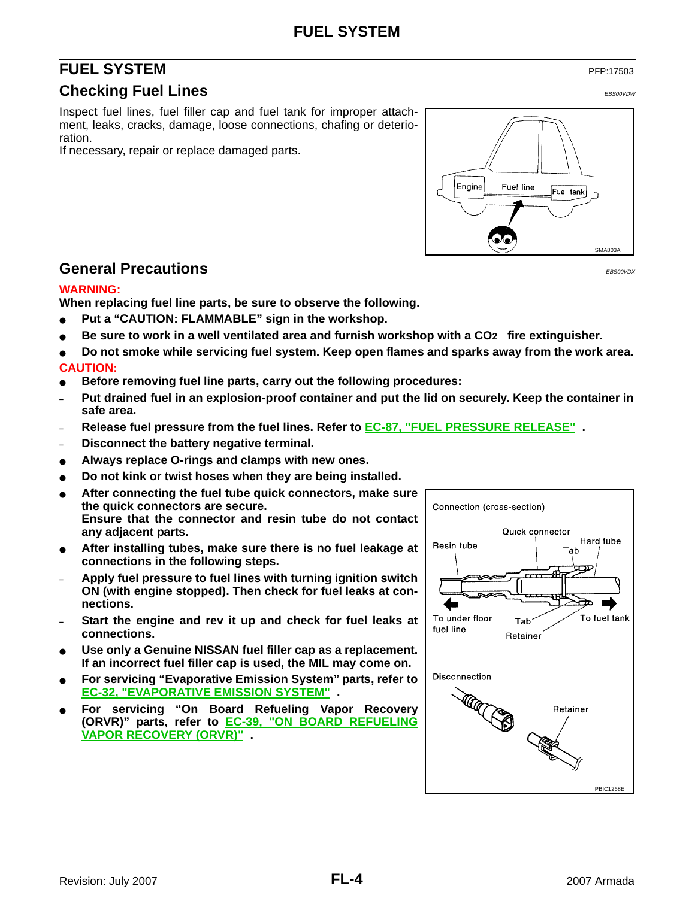# FUEL SYSTEM

PFP:17503

## Checking Fuel Lines

EBS00VDW

Inspect fuel lines, fuel filler cap and fuel tank for improper attachment, leaks, cracks, damage, loose connections, chafing or deterioration.
If necessary, repair or replace damaged parts.

## General Precautions

EBS00VDX

**WARNING:**

**When replacing fuel line parts, be sure to observe the following.**

- **Put a "CAUTION: FLAMMABLE" sign in the workshop.**
- **Be sure to work in a well ventilated area and furnish workshop with a $CO_2$ fire extinguisher.**
- **Do not smoke while servicing fuel system. Keep open flames and sparks away from the work area.**

**CAUTION:**

- **Before removing fuel line parts, carry out the following procedures:**
  - **Put drained fuel in an explosion-proof container and put the lid on securely. Keep the container in safe area.**
  - **Release fuel pressure from the fuel lines. Refer to EC-87, "FUEL PRESSURE RELEASE" .**
  - **Disconnect the battery negative terminal.**
- **Always replace O-rings and clamps with new ones.**
- **Do not kink or twist hoses when they are being installed.**
- **After connecting the fuel tube quick connectors, make sure the quick connectors are secure.**
  **Ensure that the connector and resin tube do not contact any adjacent parts.**
- **After installing tubes, make sure there is no fuel leakage at connections in the following steps.**
  - **Apply fuel pressure to fuel lines with turning ignition switch ON (with engine stopped). Then check for fuel leaks at connections.**
  - **Start the engine and rev it up and check for fuel leaks at connections.**
- **Use only a Genuine NISSAN fuel filler cap as a replacement. If an incorrect fuel filler cap is used, the MIL may come on.**
- **For servicing "Evaporative Emission System" parts, refer to EC-32, "EVAPORATIVE EMISSION SYSTEM" .**
- **For servicing "On Board Refueling Vapor Recovery (ORVR)" parts, refer to EC-39, "ON BOARD REFUELING VAPOR RECOVERY (ORVR)" .**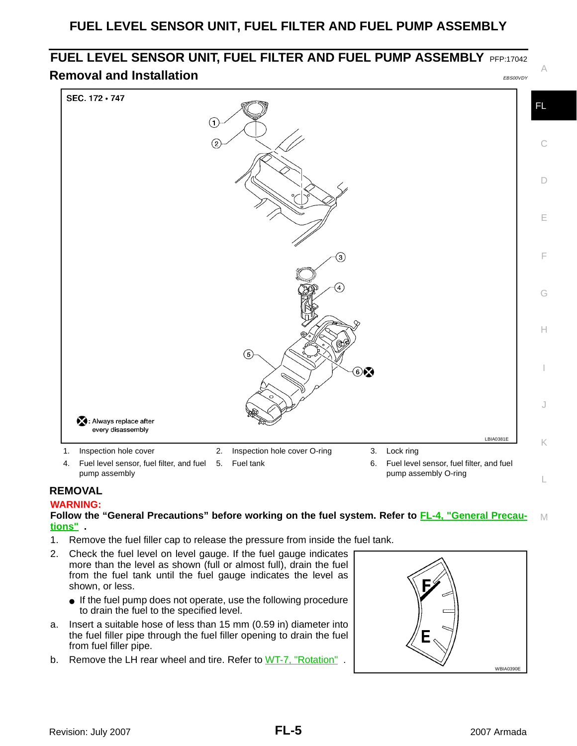# FUEL LEVEL SENSOR UNIT, FUEL FILTER AND FUEL PUMP ASSEMBLY

PFP:17042

## Removal and Installation

EBS00VDY

1. Inspection hole cover
2. Inspection hole cover O-ring
3. Lock ring
4. Fuel level sensor, fuel filter, and fuel pump assembly
5. Fuel tank
6. Fuel level sensor, fuel filter, and fuel pump assembly O-ring

### REMOVAL

**WARNING:**

**Follow the "General Precautions" before working on the fuel system. Refer to FL-4, "General Precautions" .**

1. Remove the fuel filler cap to release the pressure from inside the fuel tank.
2. Check the fuel level on level gauge. If the fuel gauge indicates more than the level as shown (full or almost full), drain the fuel from the fuel tank until the fuel gauge indicates the level as shown, or less.
   - If the fuel pump does not operate, use the following procedure to drain the fuel to the specified level.

a. Insert a suitable hose of less than 15 mm (0.59 in) diameter into the fuel filler pipe through the fuel filler opening to drain the fuel from fuel filler pipe.

b. Remove the LH rear wheel and tire. Refer to WT-7, "Rotation" .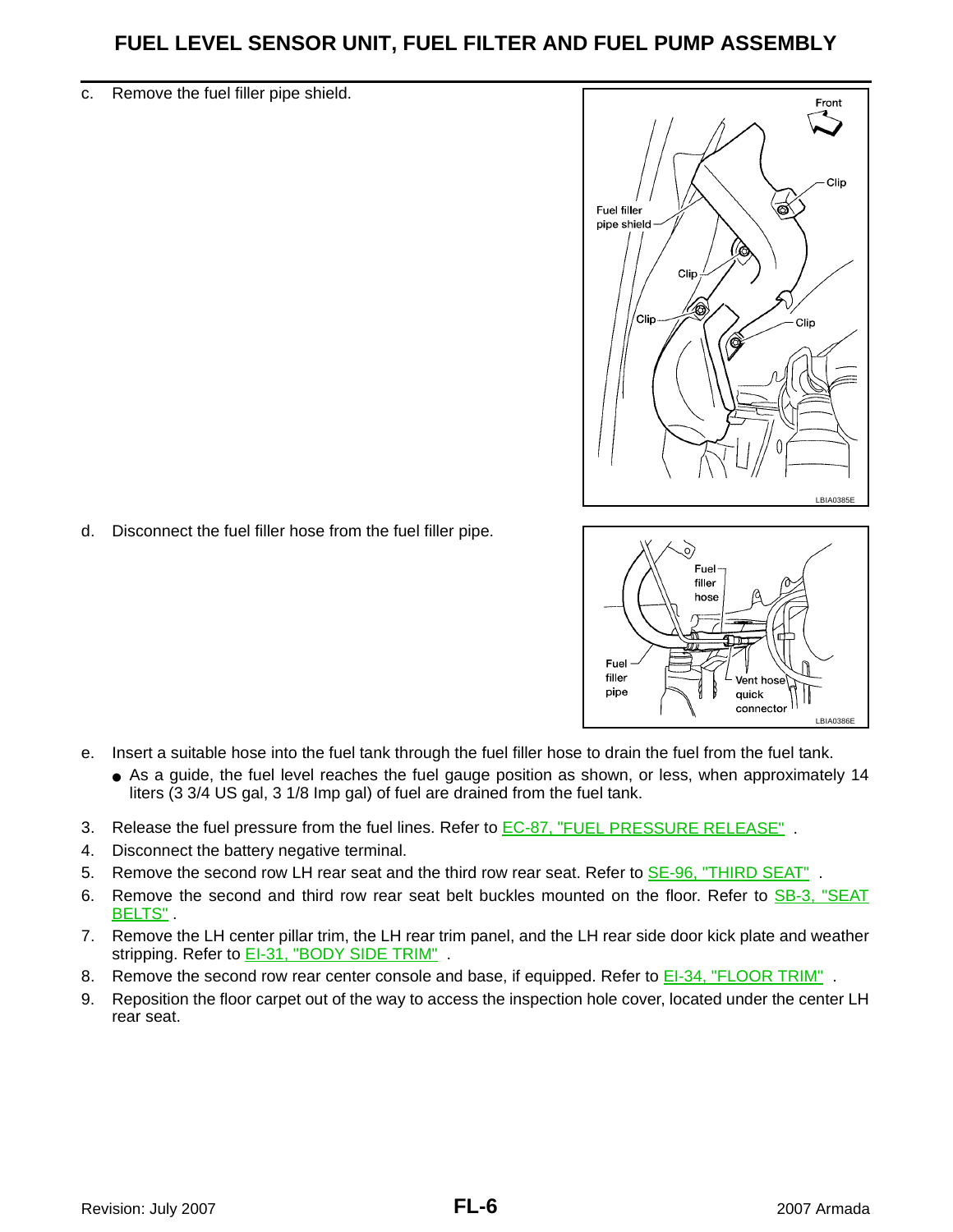# FUEL LEVEL SENSOR UNIT, FUEL FILTER AND FUEL PUMP ASSEMBLY

c. Remove the fuel filler pipe shield.

d. Disconnect the fuel filler hose from the fuel filler pipe.

e. Insert a suitable hose into the fuel tank through the fuel filler hose to drain the fuel from the fuel tank.
   - As a guide, the fuel level reaches the fuel gauge position as shown, or less, when approximately 14 liters (3 3/4 US gal, 3 1/8 Imp gal) of fuel are drained from the fuel tank.

3. Release the fuel pressure from the fuel lines. Refer to EC-87, "FUEL PRESSURE RELEASE" .
4. Disconnect the battery negative terminal.
5. Remove the second row LH rear seat and the third row rear seat. Refer to SE-96, "THIRD SEAT" .
6. Remove the second and third row rear seat belt buckles mounted on the floor. Refer to SB-3, "SEAT BELTS" .
7. Remove the LH center pillar trim, the LH rear trim panel, and the LH rear side door kick plate and weather stripping. Refer to EI-31, "BODY SIDE TRIM" .
8. Remove the second row rear center console and base, if equipped. Refer to EI-34, "FLOOR TRIM" .
9. Reposition the floor carpet out of the way to access the inspection hole cover, located under the center LH rear seat.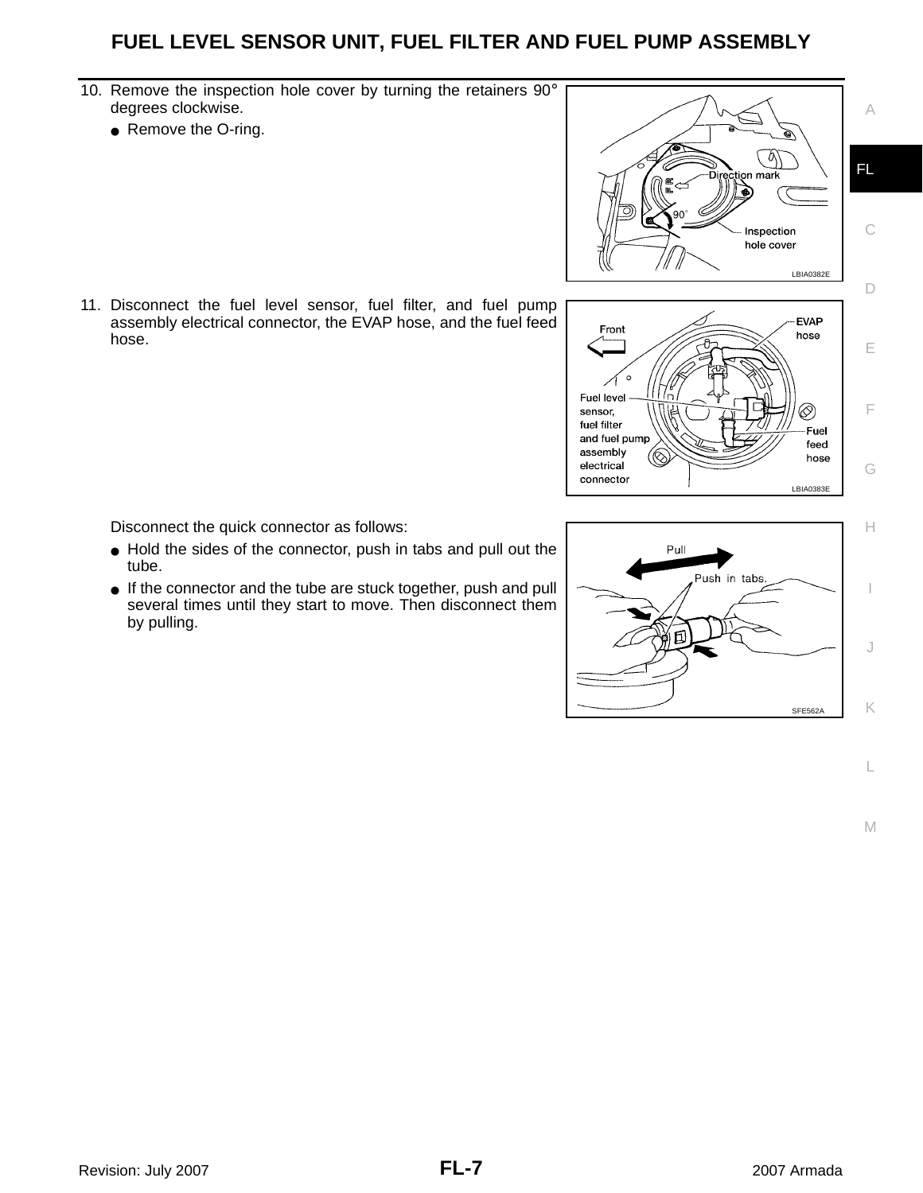10. Remove the inspection hole cover by turning the retainers 90° degrees clockwise.
    - Remove the O-ring.

11. Disconnect the fuel level sensor, fuel filter, and fuel pump assembly electrical connector, the EVAP hose, and the fuel feed hose.

    Disconnect the quick connector as follows:
    - Hold the sides of the connector, push in tabs and pull out the tube.
    - If the connector and the tube are stuck together, push and pull several times until they start to move. Then disconnect them by pulling.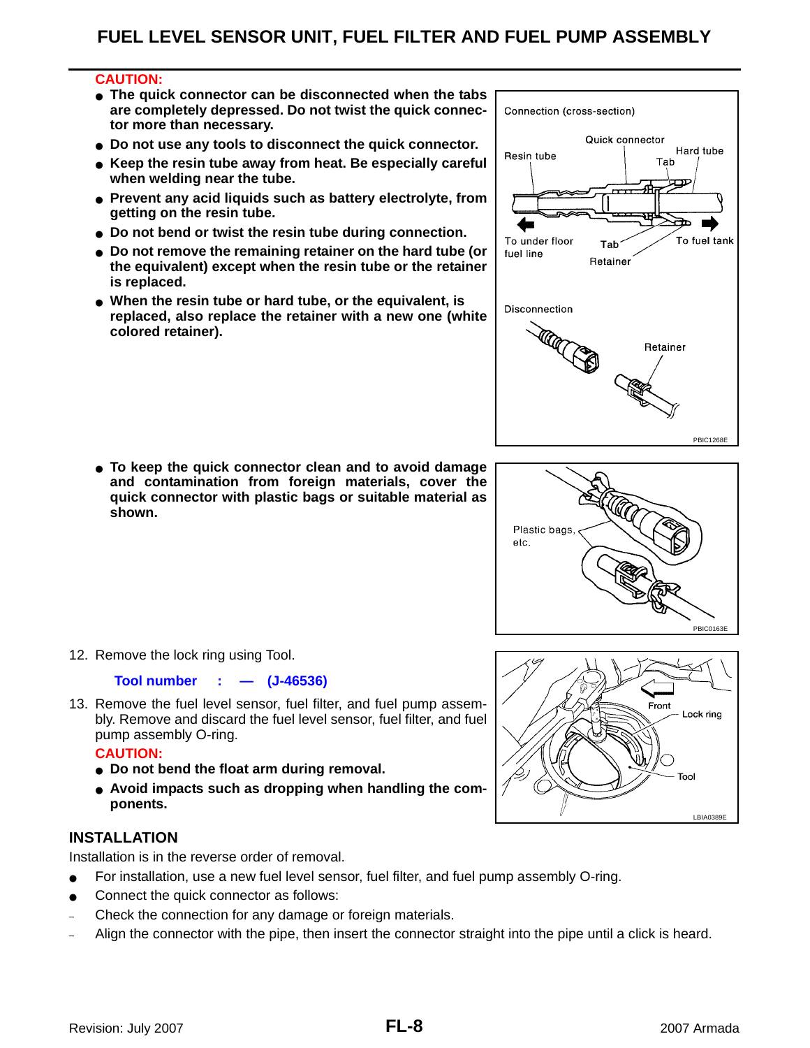## FUEL LEVEL SENSOR UNIT, FUEL FILTER AND FUEL PUMP ASSEMBLY

**CAUTION:**

- **The quick connector can be disconnected when the tabs are completely depressed. Do not twist the quick connector more than necessary.**
- **Do not use any tools to disconnect the quick connector.**
- **Keep the resin tube away from heat. Be especially careful when welding near the tube.**
- **Prevent any acid liquids such as battery electrolyte, from getting on the resin tube.**
- **Do not bend or twist the resin tube during connection.**
- **Do not remove the remaining retainer on the hard tube (or the equivalent) except when the resin tube or the retainer is replaced.**
- **When the resin tube or hard tube, or the equivalent, is replaced, also replace the retainer with a new one (white colored retainer).**
- **To keep the quick connector clean and to avoid damage and contamination from foreign materials, cover the quick connector with plastic bags or suitable material as shown.**

12. Remove the lock ring using Tool.

    **Tool number : — (J-46536)**

13. Remove the fuel level sensor, fuel filter, and fuel pump assembly. Remove and discard the fuel level sensor, fuel filter, and fuel pump assembly O-ring.

    **CAUTION:**

    - **Do not bend the float arm during removal.**
    - **Avoid impacts such as dropping when handling the components.**

### INSTALLATION

Installation is in the reverse order of removal.

- For installation, use a new fuel level sensor, fuel filter, and fuel pump assembly O-ring.
- Connect the quick connector as follows:
  - Check the connection for any damage or foreign materials.
  - Align the connector with the pipe, then insert the connector straight into the pipe until a click is heard.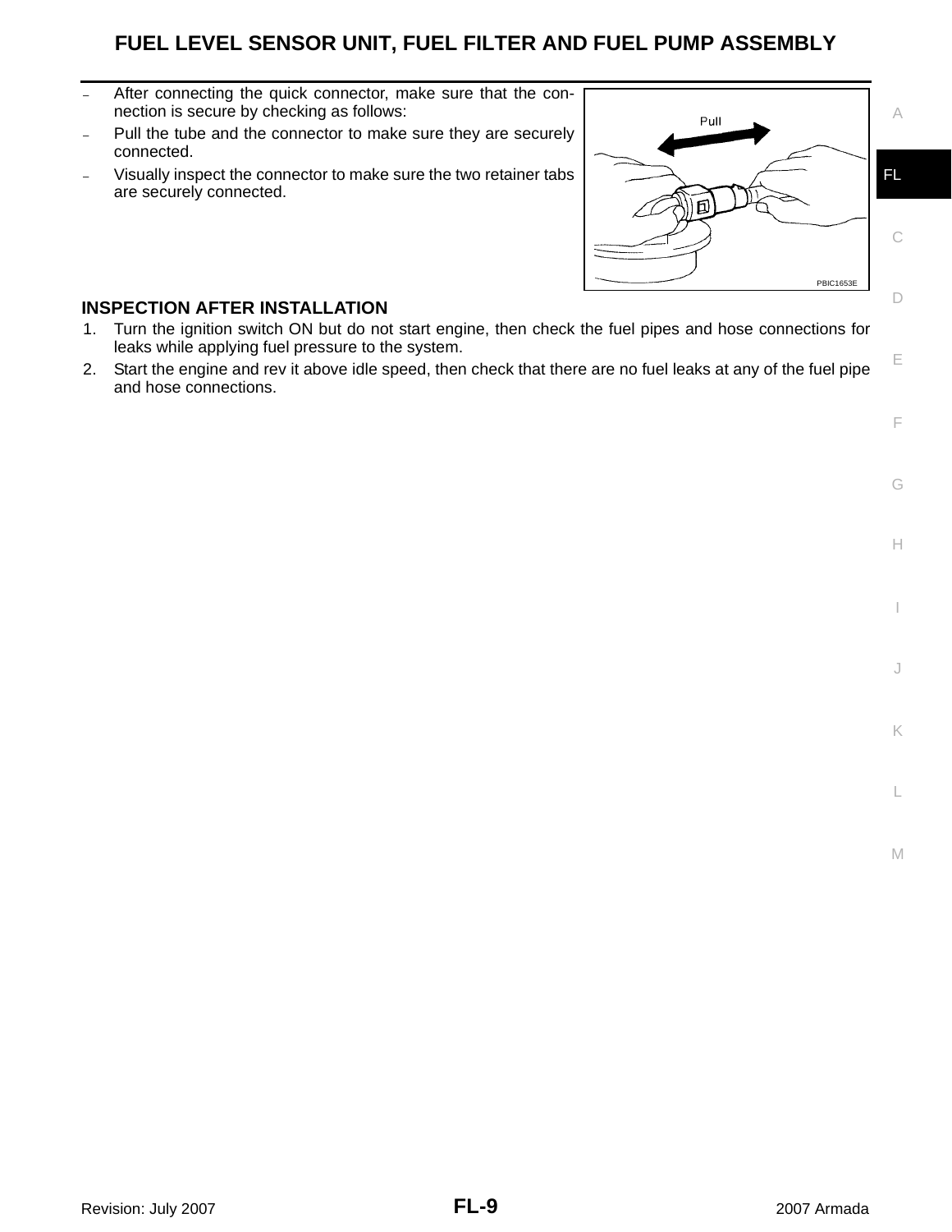- After connecting the quick connector, make sure that the connection is secure by checking as follows:
- Pull the tube and the connector to make sure they are securely connected.
- Visually inspect the connector to make sure the two retainer tabs are securely connected.

**INSPECTION AFTER INSTALLATION**

1. Turn the ignition switch ON but do not start engine, then check the fuel pipes and hose connections for leaks while applying fuel pressure to the system.
2. Start the engine and rev it above idle speed, then check that there are no fuel leaks at any of the fuel pipe and hose connections.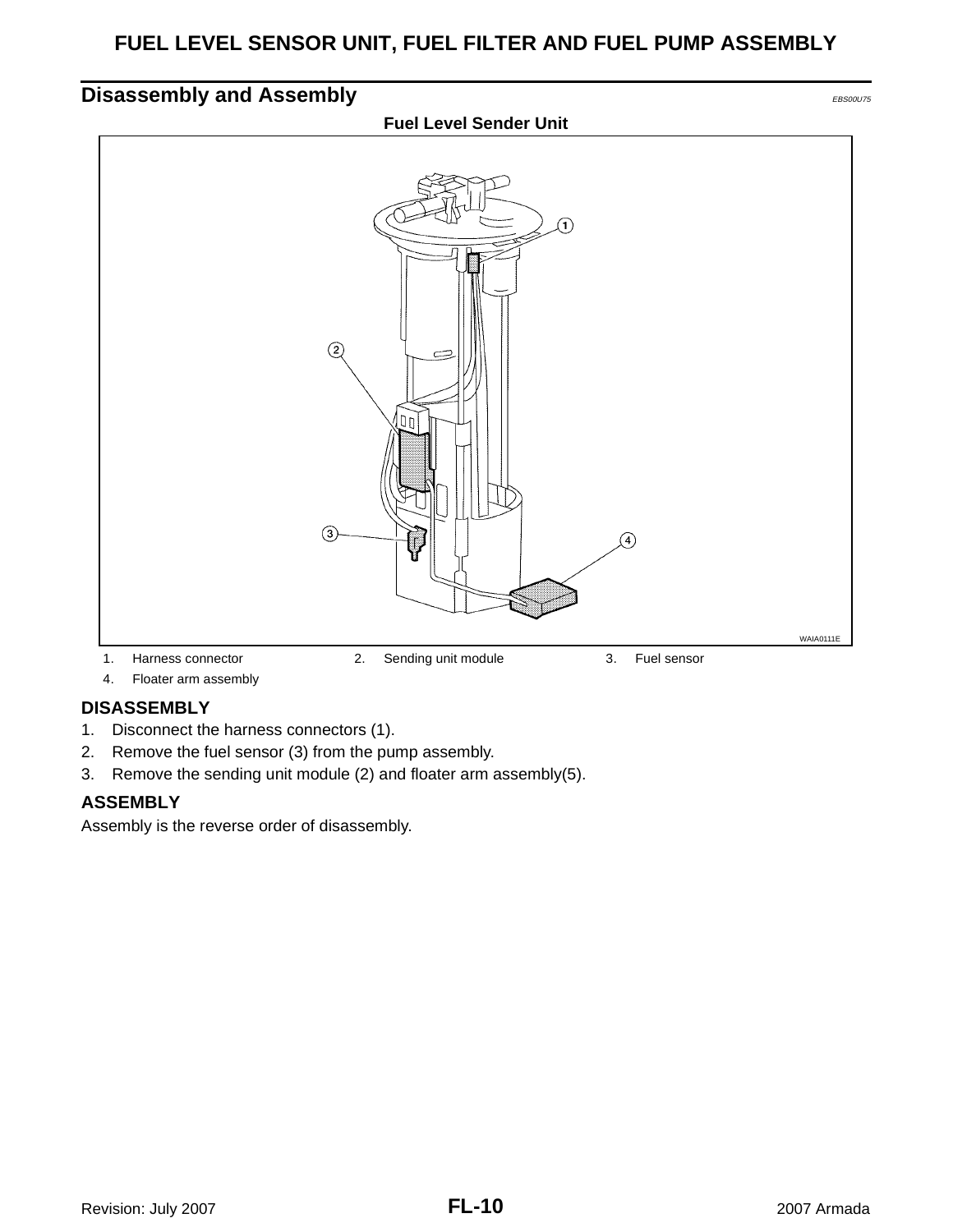## Disassembly and Assembly

EBS00U75

**Fuel Level Sender Unit**

WAIA0111E

1. Harness connector
2. Sending unit module
3. Fuel sensor
4. Floater arm assembly

### DISASSEMBLY

1. Disconnect the harness connectors (1).
2. Remove the fuel sensor (3) from the pump assembly.
3. Remove the sending unit module (2) and floater arm assembly(5).

### ASSEMBLY

Assembly is the reverse order of disassembly.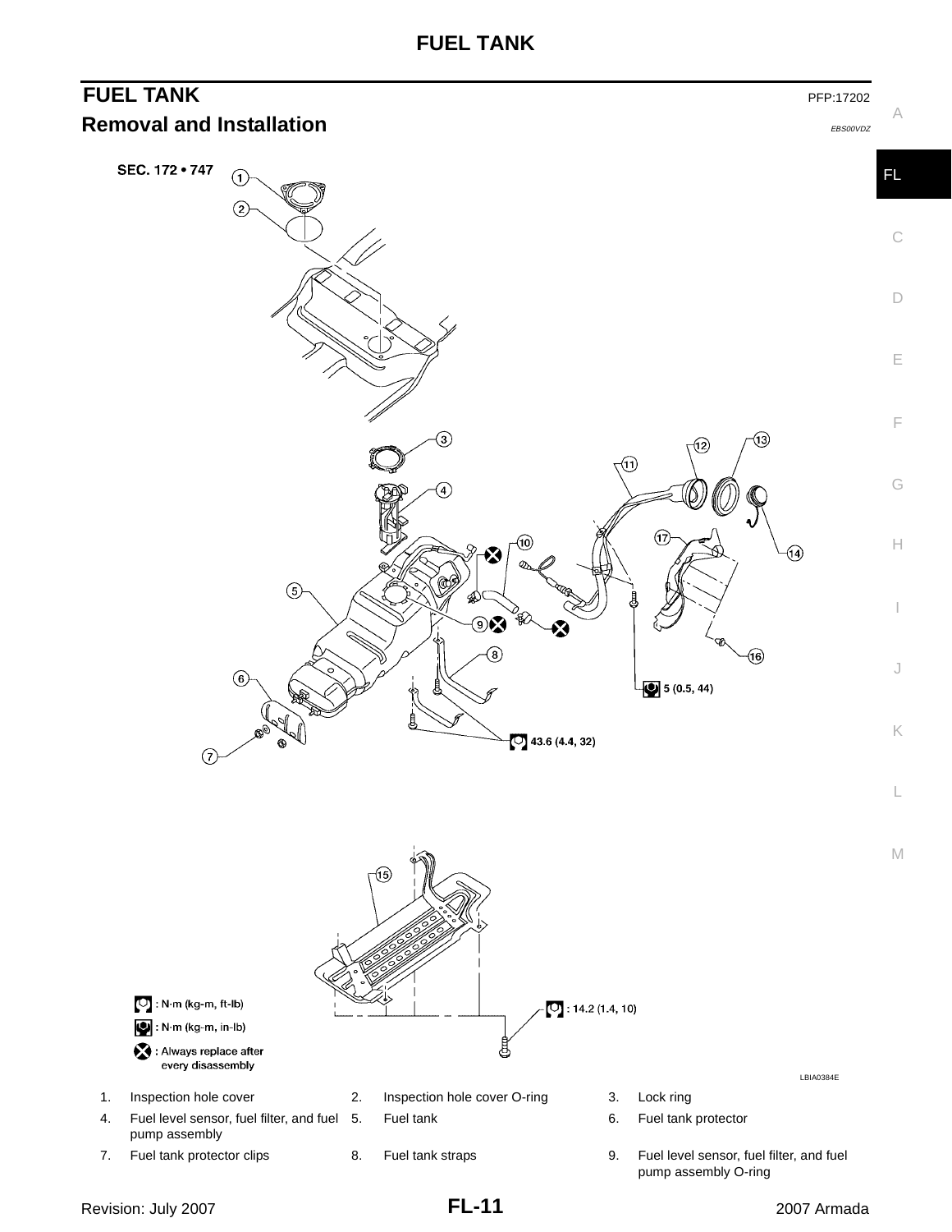## FUEL TANK

PFP:17202

### Removal and Installation

EBS00VDZ

SEC. 172 • 747

5 (0.5, 44)

43.6 (4.4, 32)

: 14.2 (1.4, 10)

: N·m (kg-m, ft-lb)

: N·m (kg-m, in-lb)

: Always replace after every disassembly

LBIA0384E

1. Inspection hole cover
2. Inspection hole cover O-ring
3. Lock ring
4. Fuel level sensor, fuel filter, and fuel pump assembly
5. Fuel tank
6. Fuel tank protector
7. Fuel tank protector clips
8. Fuel tank straps
9. Fuel level sensor, fuel filter, and fuel pump assembly O-ring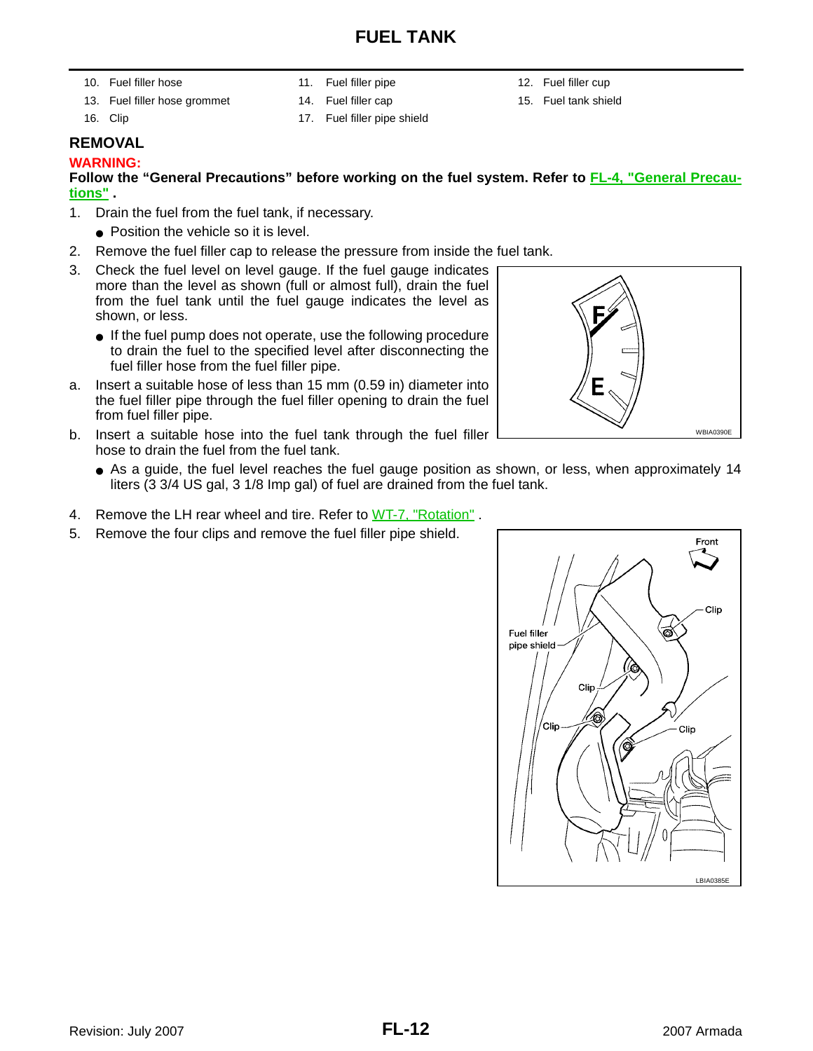# FUEL TANK

10. Fuel filler hose
11. Fuel filler pipe
12. Fuel filler cup
13. Fuel filler hose grommet
14. Fuel filler cap
15. Fuel tank shield
16. Clip
17. Fuel filler pipe shield

## REMOVAL

**WARNING:**

**Follow the “General Precautions” before working on the fuel system. Refer to FL-4, "General Precautions" .**

1. Drain the fuel from the fuel tank, if necessary.
   - Position the vehicle so it is level.
2. Remove the fuel filler cap to release the pressure from inside the fuel tank.
3. Check the fuel level on level gauge. If the fuel gauge indicates more than the level as shown (full or almost full), drain the fuel from the fuel tank until the fuel gauge indicates the level as shown, or less.
   - If the fuel pump does not operate, use the following procedure to drain the fuel to the specified level after disconnecting the fuel filler hose from the fuel filler pipe.

a. Insert a suitable hose of less than 15 mm (0.59 in) diameter into the fuel filler pipe through the fuel filler opening to drain the fuel from fuel filler pipe.

b. Insert a suitable hose into the fuel tank through the fuel filler hose to drain the fuel from the fuel tank.

   - As a guide, the fuel level reaches the fuel gauge position as shown, or less, when approximately 14 liters (3 3/4 US gal, 3 1/8 Imp gal) of fuel are drained from the fuel tank.

F E

WBIA0390E

4. Remove the LH rear wheel and tire. Refer to WT-7, "Rotation" .
5. Remove the four clips and remove the fuel filler pipe shield.

Front, Clip, Fuel filler pipe shield, Clip, Clip, Clip

LBIA0385E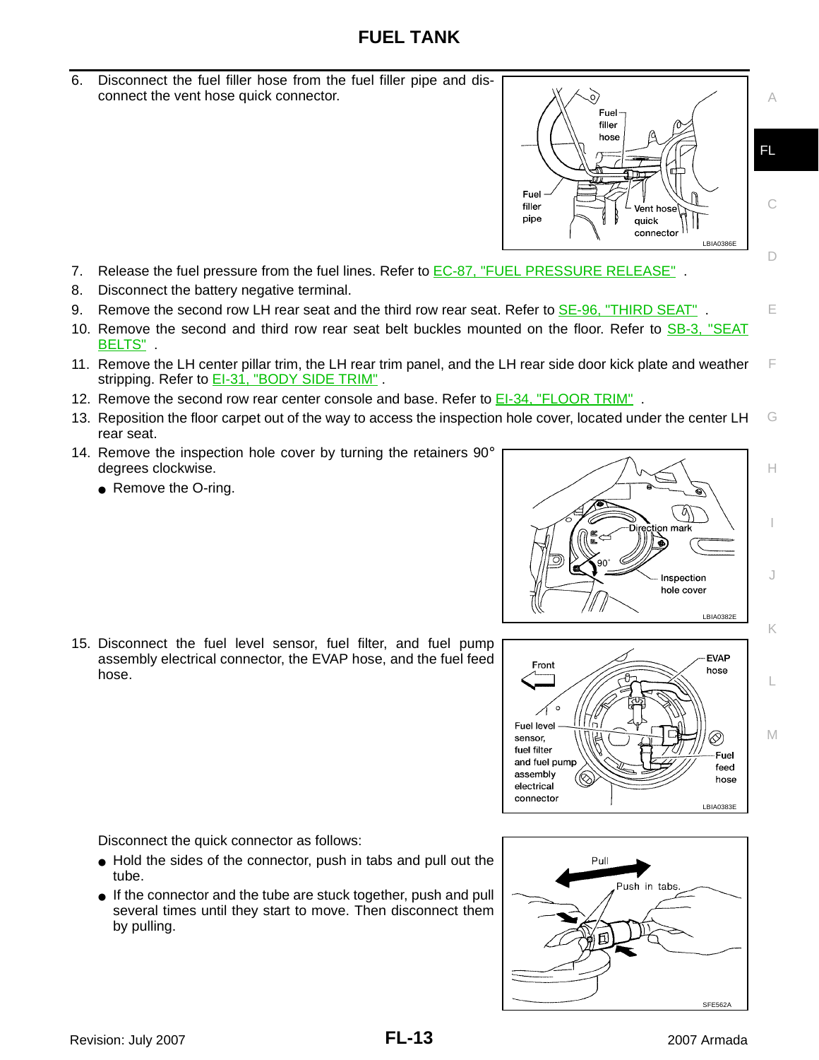# FUEL TANK

6. Disconnect the fuel filler hose from the fuel filler pipe and disconnect the vent hose quick connector.

7. Release the fuel pressure from the fuel lines. Refer to EC-87, "FUEL PRESSURE RELEASE" .
8. Disconnect the battery negative terminal.
9. Remove the second row LH rear seat and the third row rear seat. Refer to SE-96, "THIRD SEAT" .
10. Remove the second and third row rear seat belt buckles mounted on the floor. Refer to SB-3, "SEAT BELTS" .
11. Remove the LH center pillar trim, the LH rear trim panel, and the LH rear side door kick plate and weather stripping. Refer to EI-31, "BODY SIDE TRIM" .
12. Remove the second row rear center console and base. Refer to EI-34, "FLOOR TRIM" .
13. Reposition the floor carpet out of the way to access the inspection hole cover, located under the center LH rear seat.
14. Remove the inspection hole cover by turning the retainers 90° degrees clockwise.
    - Remove the O-ring.

15. Disconnect the fuel level sensor, fuel filter, and fuel pump assembly electrical connector, the EVAP hose, and the fuel feed hose.

Disconnect the quick connector as follows:

- Hold the sides of the connector, push in tabs and pull out the tube.
- If the connector and the tube are stuck together, push and pull several times until they start to move. Then disconnect them by pulling.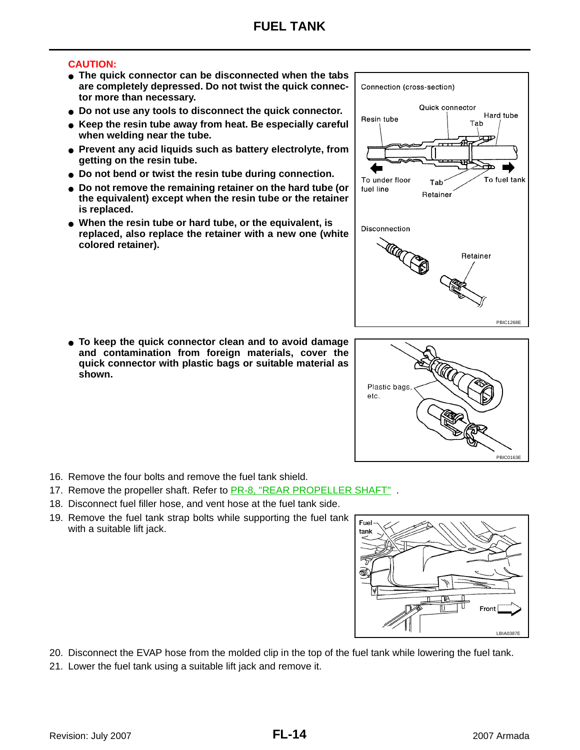# FUEL TANK

**CAUTION:**

- **The quick connector can be disconnected when the tabs are completely depressed. Do not twist the quick connector more than necessary.**
- **Do not use any tools to disconnect the quick connector.**
- **Keep the resin tube away from heat. Be especially careful when welding near the tube.**
- **Prevent any acid liquids such as battery electrolyte, from getting on the resin tube.**
- **Do not bend or twist the resin tube during connection.**
- **Do not remove the remaining retainer on the hard tube (or the equivalent) except when the resin tube or the retainer is replaced.**
- **When the resin tube or hard tube, or the equivalent, is replaced, also replace the retainer with a new one (white colored retainer).**

- **To keep the quick connector clean and to avoid damage and contamination from foreign materials, cover the quick connector with plastic bags or suitable material as shown.**

16. Remove the four bolts and remove the fuel tank shield.
17. Remove the propeller shaft. Refer to PR-8, "REAR PROPELLER SHAFT" .
18. Disconnect fuel filler hose, and vent hose at the fuel tank side.
19. Remove the fuel tank strap bolts while supporting the fuel tank with a suitable lift jack.
20. Disconnect the EVAP hose from the molded clip in the top of the fuel tank while lowering the fuel tank.
21. Lower the fuel tank using a suitable lift jack and remove it.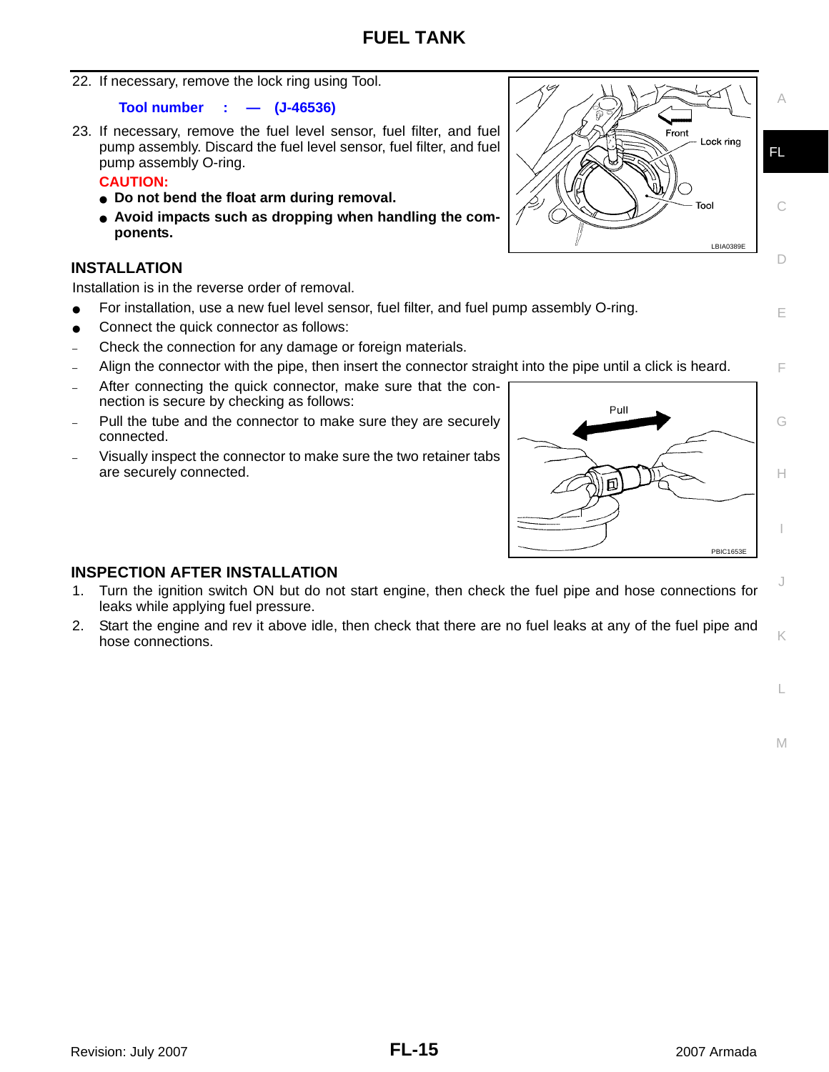22. If necessary, remove the lock ring using Tool.

    **Tool number : — (J-46536)**

23. If necessary, remove the fuel level sensor, fuel filter, and fuel pump assembly. Discard the fuel level sensor, fuel filter, and fuel pump assembly O-ring.

    **CAUTION:**

    - **Do not bend the float arm during removal.**
    - **Avoid impacts such as dropping when handling the components.**

## INSTALLATION

Installation is in the reverse order of removal.

- For installation, use a new fuel level sensor, fuel filter, and fuel pump assembly O-ring.
- Connect the quick connector as follows:
  - Check the connection for any damage or foreign materials.
  - Align the connector with the pipe, then insert the connector straight into the pipe until a click is heard.
  - After connecting the quick connector, make sure that the connection is secure by checking as follows:
  - Pull the tube and the connector to make sure they are securely connected.
  - Visually inspect the connector to make sure the two retainer tabs are securely connected.

## INSPECTION AFTER INSTALLATION

1. Turn the ignition switch ON but do not start engine, then check the fuel pipe and hose connections for leaks while applying fuel pressure.
2. Start the engine and rev it above idle, then check that there are no fuel leaks at any of the fuel pipe and hose connections.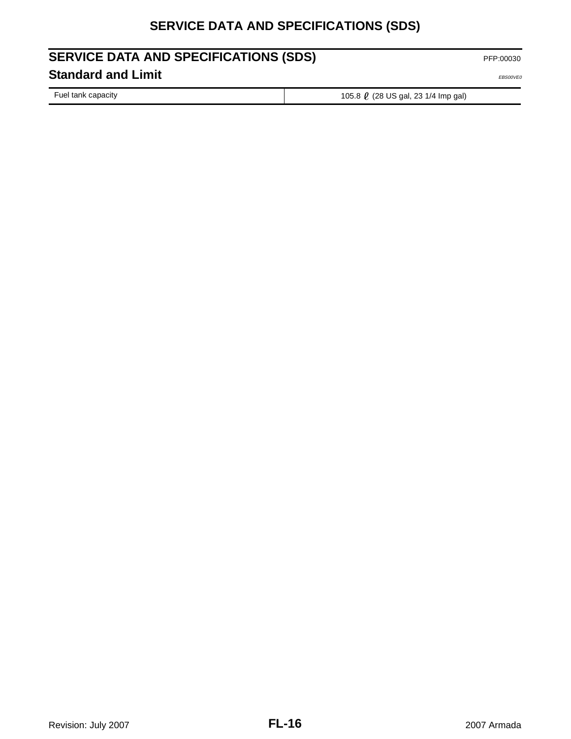## SERVICE DATA AND SPECIFICATIONS (SDS)

PFP:00030

### Standard and Limit

*EBS00VE0*

| | |
|---|---|
| Fuel tank capacity | 105.8 ℓ (28 US gal, 23 1/4 Imp gal) |